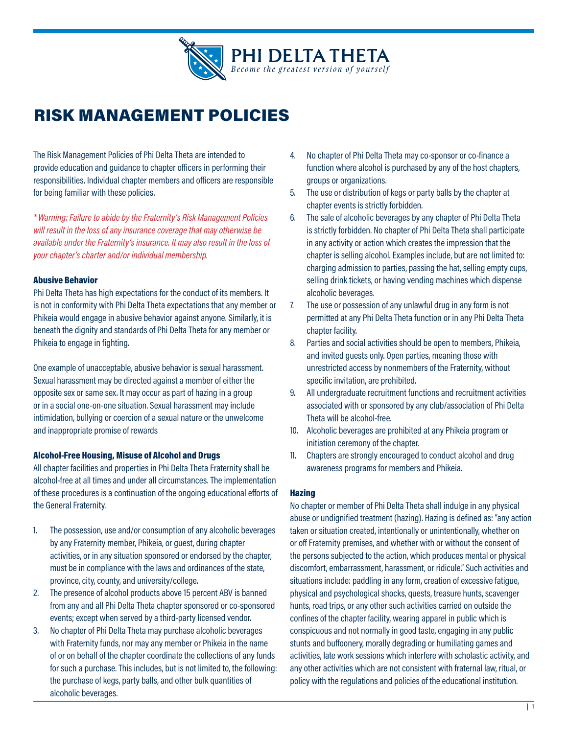PHI DELTA THETA
*Become the greatest version of yourself*

# RISK MANAGEMENT POLICIES

The Risk Management Policies of Phi Delta Theta are intended to provide education and guidance to chapter officers in performing their responsibilities. Individual chapter members and officers are responsible for being familiar with these policies.

*\* Warning: Failure to abide by the Fraternity's Risk Management Policies will result in the loss of any insurance coverage that may otherwise be available under the Fraternity's insurance. It may also result in the loss of your chapter's charter and/or individual membership.*

## Abusive Behavior

Phi Delta Theta has high expectations for the conduct of its members. It is not in conformity with Phi Delta Theta expectations that any member or Phikeia would engage in abusive behavior against anyone. Similarly, it is beneath the dignity and standards of Phi Delta Theta for any member or Phikeia to engage in fighting.

One example of unacceptable, abusive behavior is sexual harassment. Sexual harassment may be directed against a member of either the opposite sex or same sex. It may occur as part of hazing in a group or in a social one-on-one situation. Sexual harassment may include intimidation, bullying or coercion of a sexual nature or the unwelcome and inappropriate promise of rewards

## Alcohol-Free Housing, Misuse of Alcohol and Drugs

All chapter facilities and properties in Phi Delta Theta Fraternity shall be alcohol-free at all times and under all circumstances. The implementation of these procedures is a continuation of the ongoing educational efforts of the General Fraternity.

1. The possession, use and/or consumption of any alcoholic beverages by any Fraternity member, Phikeia, or guest, during chapter activities, or in any situation sponsored or endorsed by the chapter, must be in compliance with the laws and ordinances of the state, province, city, county, and university/college.
2. The presence of alcohol products above 15 percent ABV is banned from any and all Phi Delta Theta chapter sponsored or co-sponsored events; except when served by a third-party licensed vendor.
3. No chapter of Phi Delta Theta may purchase alcoholic beverages with Fraternity funds, nor may any member or Phikeia in the name of or on behalf of the chapter coordinate the collections of any funds for such a purchase. This includes, but is not limited to, the following: the purchase of kegs, party balls, and other bulk quantities of alcoholic beverages.
4. No chapter of Phi Delta Theta may co-sponsor or co-finance a function where alcohol is purchased by any of the host chapters, groups or organizations.
5. The use or distribution of kegs or party balls by the chapter at chapter events is strictly forbidden.
6. The sale of alcoholic beverages by any chapter of Phi Delta Theta is strictly forbidden. No chapter of Phi Delta Theta shall participate in any activity or action which creates the impression that the chapter is selling alcohol. Examples include, but are not limited to: charging admission to parties, passing the hat, selling empty cups, selling drink tickets, or having vending machines which dispense alcoholic beverages.
7. The use or possession of any unlawful drug in any form is not permitted at any Phi Delta Theta function or in any Phi Delta Theta chapter facility.
8. Parties and social activities should be open to members, Phikeia, and invited guests only. Open parties, meaning those with unrestricted access by nonmembers of the Fraternity, without specific invitation, are prohibited.
9. All undergraduate recruitment functions and recruitment activities associated with or sponsored by any club/association of Phi Delta Theta will be alcohol-free.
10. Alcoholic beverages are prohibited at any Phikeia program or initiation ceremony of the chapter.
11. Chapters are strongly encouraged to conduct alcohol and drug awareness programs for members and Phikeia.

## Hazing

No chapter or member of Phi Delta Theta shall indulge in any physical abuse or undignified treatment (hazing). Hazing is defined as: "any action taken or situation created, intentionally or unintentionally, whether on or off Fraternity premises, and whether with or without the consent of the persons subjected to the action, which produces mental or physical discomfort, embarrassment, harassment, or ridicule." Such activities and situations include: paddling in any form, creation of excessive fatigue, physical and psychological shocks, quests, treasure hunts, scavenger hunts, road trips, or any other such activities carried on outside the confines of the chapter facility, wearing apparel in public which is conspicuous and not normally in good taste, engaging in any public stunts and buffoonery, morally degrading or humiliating games and activities, late work sessions which interfere with scholastic activity, and any other activities which are not consistent with fraternal law, ritual, or policy with the regulations and policies of the educational institution.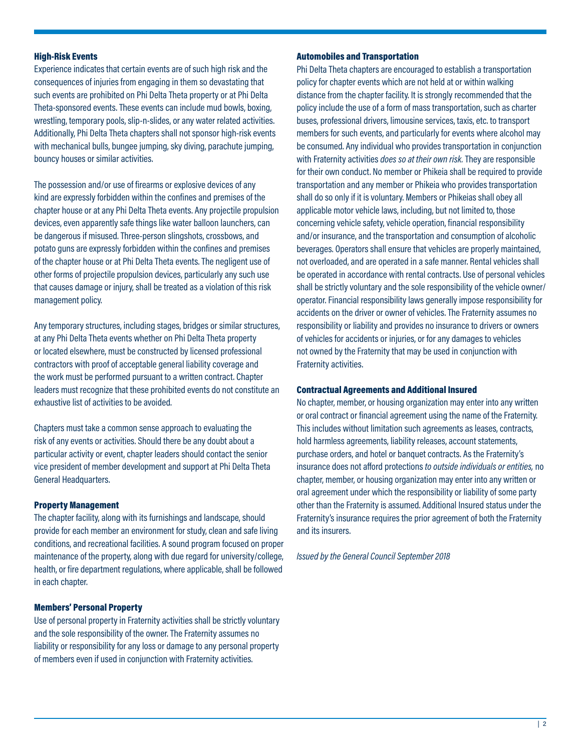### High-Risk Events

Experience indicates that certain events are of such high risk and the consequences of injuries from engaging in them so devastating that such events are prohibited on Phi Delta Theta property or at Phi Delta Theta-sponsored events. These events can include mud bowls, boxing, wrestling, temporary pools, slip-n-slides, or any water related activities. Additionally, Phi Delta Theta chapters shall not sponsor high-risk events with mechanical bulls, bungee jumping, sky diving, parachute jumping, bouncy houses or similar activities.

The possession and/or use of firearms or explosive devices of any kind are expressly forbidden within the confines and premises of the chapter house or at any Phi Delta Theta events. Any projectile propulsion devices, even apparently safe things like water balloon launchers, can be dangerous if misused. Three-person slingshots, crossbows, and potato guns are expressly forbidden within the confines and premises of the chapter house or at Phi Delta Theta events. The negligent use of other forms of projectile propulsion devices, particularly any such use that causes damage or injury, shall be treated as a violation of this risk management policy.

Any temporary structures, including stages, bridges or similar structures, at any Phi Delta Theta events whether on Phi Delta Theta property or located elsewhere, must be constructed by licensed professional contractors with proof of acceptable general liability coverage and the work must be performed pursuant to a written contract. Chapter leaders must recognize that these prohibited events do not constitute an exhaustive list of activities to be avoided.

Chapters must take a common sense approach to evaluating the risk of any events or activities. Should there be any doubt about a particular activity or event, chapter leaders should contact the senior vice president of member development and support at Phi Delta Theta General Headquarters.

### Property Management

The chapter facility, along with its furnishings and landscape, should provide for each member an environment for study, clean and safe living conditions, and recreational facilities. A sound program focused on proper maintenance of the property, along with due regard for university/college, health, or fire department regulations, where applicable, shall be followed in each chapter.

### Members' Personal Property

Use of personal property in Fraternity activities shall be strictly voluntary and the sole responsibility of the owner. The Fraternity assumes no liability or responsibility for any loss or damage to any personal property of members even if used in conjunction with Fraternity activities.

### Automobiles and Transportation

Phi Delta Theta chapters are encouraged to establish a transportation policy for chapter events which are not held at or within walking distance from the chapter facility. It is strongly recommended that the policy include the use of a form of mass transportation, such as charter buses, professional drivers, limousine services, taxis, etc. to transport members for such events, and particularly for events where alcohol may be consumed. Any individual who provides transportation in conjunction with Fraternity activities *does so at their own risk.* They are responsible for their own conduct. No member or Phikeia shall be required to provide transportation and any member or Phikeia who provides transportation shall do so only if it is voluntary. Members or Phikeias shall obey all applicable motor vehicle laws, including, but not limited to, those concerning vehicle safety, vehicle operation, financial responsibility and/or insurance, and the transportation and consumption of alcoholic beverages. Operators shall ensure that vehicles are properly maintained, not overloaded, and are operated in a safe manner. Rental vehicles shall be operated in accordance with rental contracts. Use of personal vehicles shall be strictly voluntary and the sole responsibility of the vehicle owner/operator. Financial responsibility laws generally impose responsibility for accidents on the driver or owner of vehicles. The Fraternity assumes no responsibility or liability and provides no insurance to drivers or owners of vehicles for accidents or injuries, or for any damages to vehicles not owned by the Fraternity that may be used in conjunction with Fraternity activities.

### Contractual Agreements and Additional Insured

No chapter, member, or housing organization may enter into any written or oral contract or financial agreement using the name of the Fraternity. This includes without limitation such agreements as leases, contracts, hold harmless agreements, liability releases, account statements, purchase orders, and hotel or banquet contracts. As the Fraternity's insurance does not afford protections *to outside individuals or entities,* no chapter, member, or housing organization may enter into any written or oral agreement under which the responsibility or liability of some party other than the Fraternity is assumed. Additional Insured status under the Fraternity's insurance requires the prior agreement of both the Fraternity and its insurers.

*Issued by the General Council September 2018*